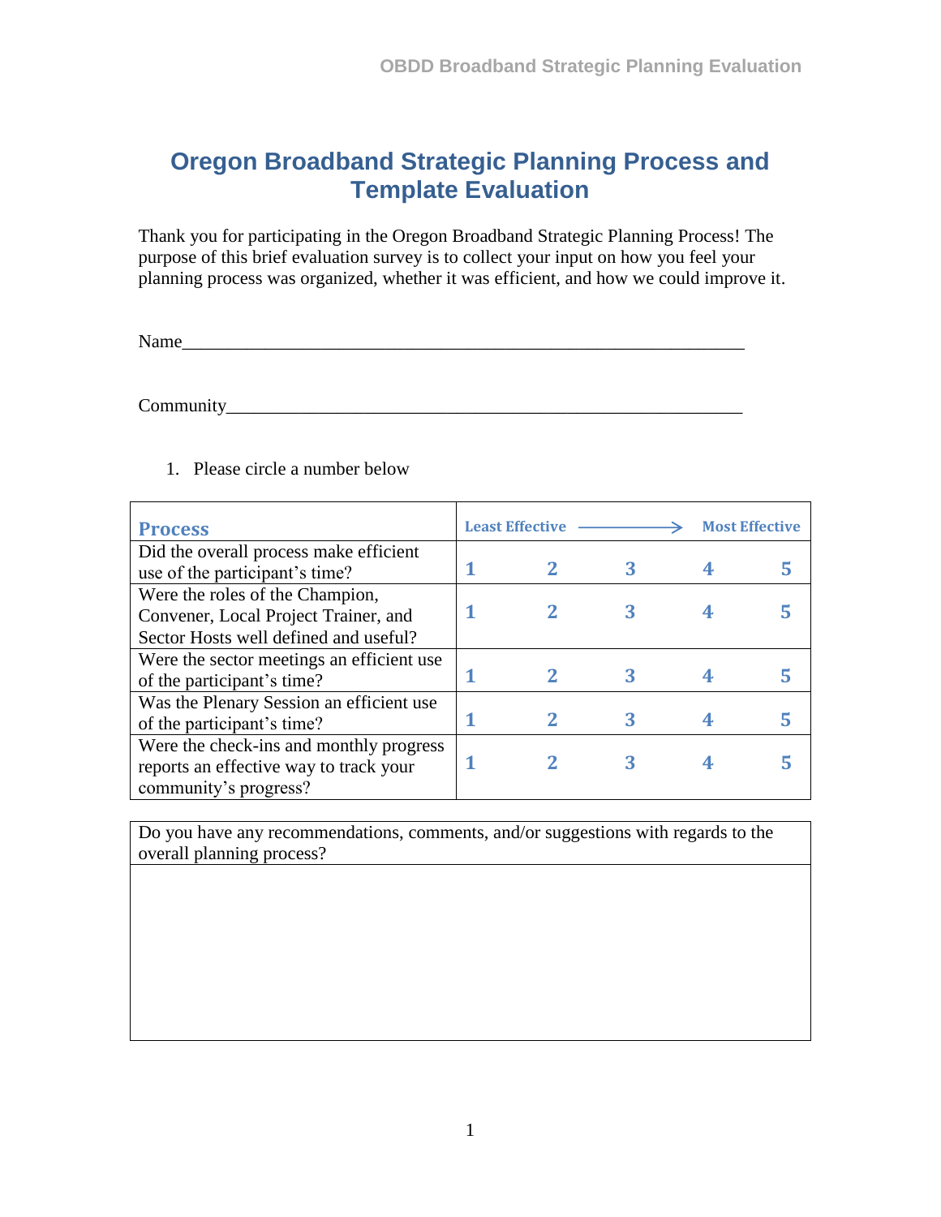# Oregon Broadband Strategic Planning Process and Template Evaluation

Thank you for participating in the Oregon Broadband Strategic Planning Process! The purpose of this brief evaluation survey is to collect your input on how you feel your planning process was organized, whether it was efficient, and how we could improve it.

Name_______________________________________________________________

Community___________________________________________________________

1. Please circle a number below

| Process | Least Effective → | | | Most Effective |
|---|---|---|---|---|---|
| Did the overall process make efficient use of the participant's time? | 1 | 2 | 3 | 4 | 5 |
| Were the roles of the Champion, Convener, Local Project Trainer, and Sector Hosts well defined and useful? | 1 | 2 | 3 | 4 | 5 |
| Were the sector meetings an efficient use of the participant's time? | 1 | 2 | 3 | 4 | 5 |
| Was the Plenary Session an efficient use of the participant's time? | 1 | 2 | 3 | 4 | 5 |
| Were the check-ins and monthly progress reports an effective way to track your community's progress? | 1 | 2 | 3 | 4 | 5 |

| Do you have any recommendations, comments, and/or suggestions with regards to the overall planning process? |
|---|
| |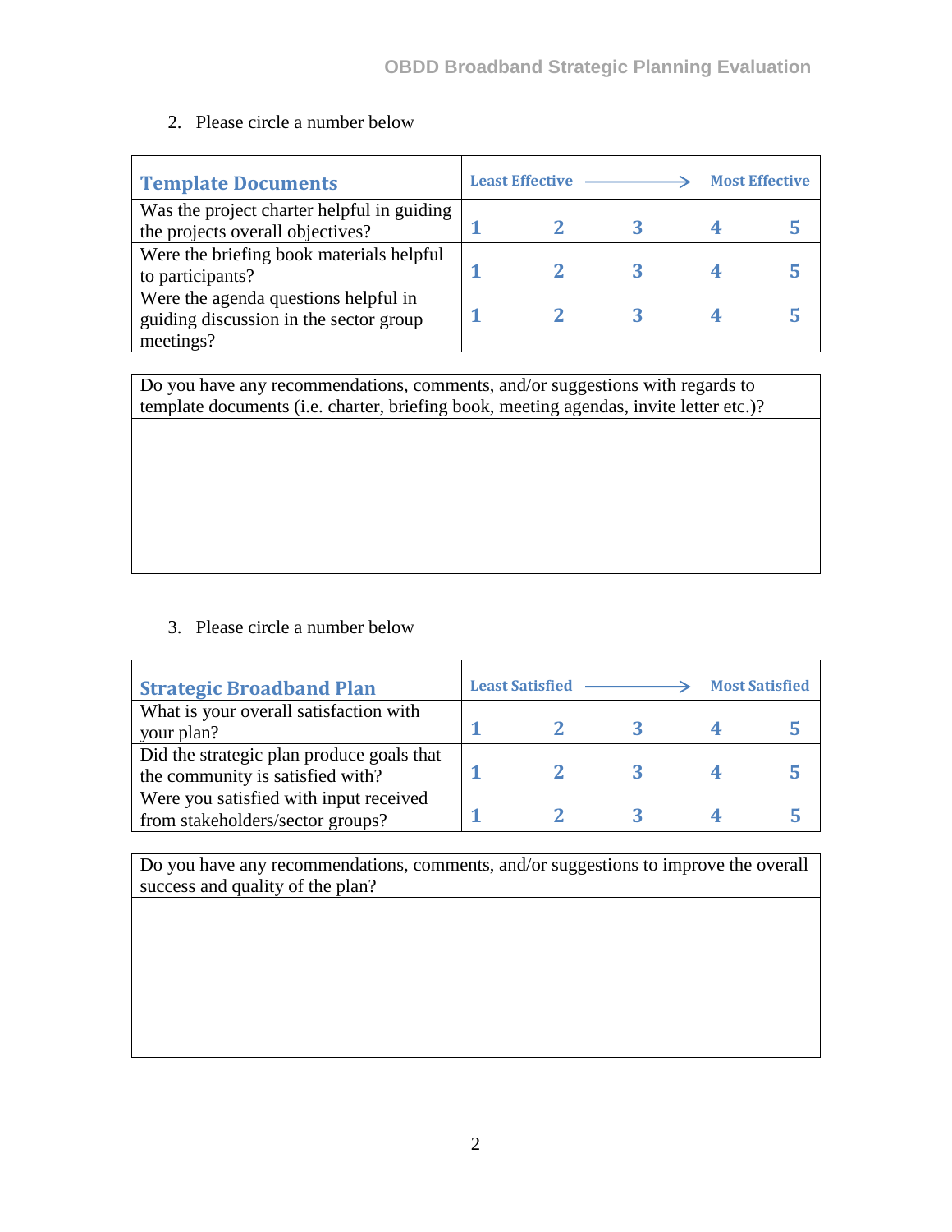2. Please circle a number below

| Template Documents | Least Effective | ⟶ | | | Most Effective |
|---|---|---|---|---|---|
| Was the project charter helpful in guiding the projects overall objectives? | 1 | 2 | 3 | 4 | 5 |
| Were the briefing book materials helpful to participants? | 1 | 2 | 3 | 4 | 5 |
| Were the agenda questions helpful in guiding discussion in the sector group meetings? | 1 | 2 | 3 | 4 | 5 |

| Do you have any recommendations, comments, and/or suggestions with regards to template documents (i.e. charter, briefing book, meeting agendas, invite letter etc.)? |
|---|
| |

3. Please circle a number below

| Strategic Broadband Plan | Least Satisfied | ⟶ | | | Most Satisfied |
|---|---|---|---|---|---|
| What is your overall satisfaction with your plan? | 1 | 2 | 3 | 4 | 5 |
| Did the strategic plan produce goals that the community is satisfied with? | 1 | 2 | 3 | 4 | 5 |
| Were you satisfied with input received from stakeholders/sector groups? | 1 | 2 | 3 | 4 | 5 |

| Do you have any recommendations, comments, and/or suggestions to improve the overall success and quality of the plan? |
|---|
| |